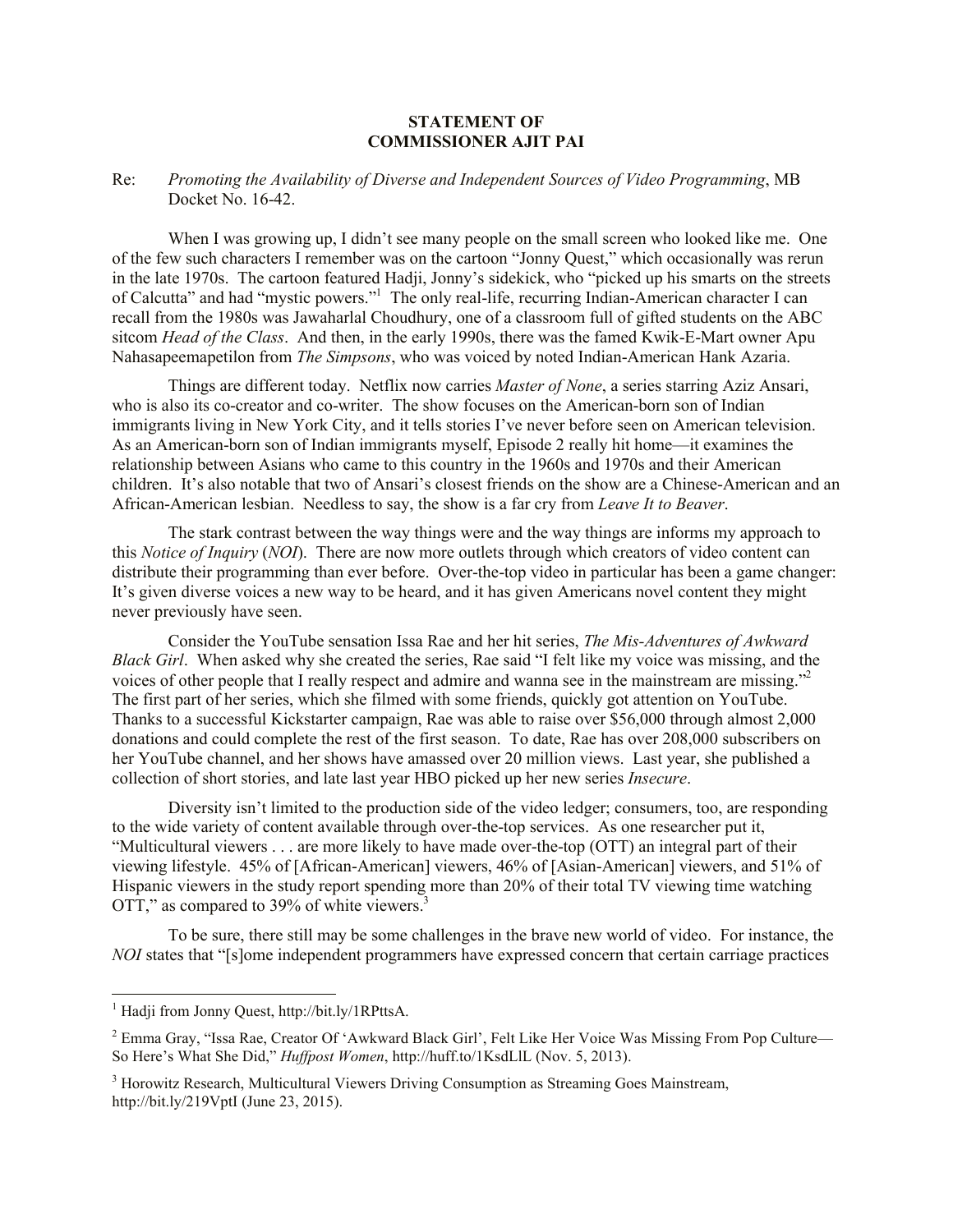**STATEMENT OF**
**COMMISSIONER AJIT PAI**

Re: *Promoting the Availability of Diverse and Independent Sources of Video Programming*, MB Docket No. 16-42.

When I was growing up, I didn't see many people on the small screen who looked like me. One of the few such characters I remember was on the cartoon "Jonny Quest," which occasionally was rerun in the late 1970s. The cartoon featured Hadji, Jonny's sidekick, who "picked up his smarts on the streets of Calcutta" and had "mystic powers."[1] The only real-life, recurring Indian-American character I can recall from the 1980s was Jawaharlal Choudhury, one of a classroom full of gifted students on the ABC sitcom *Head of the Class*. And then, in the early 1990s, there was the famed Kwik-E-Mart owner Apu Nahasapeemapetilon from *The Simpsons*, who was voiced by noted Indian-American Hank Azaria.

Things are different today. Netflix now carries *Master of None*, a series starring Aziz Ansari, who is also its co-creator and co-writer. The show focuses on the American-born son of Indian immigrants living in New York City, and it tells stories I've never before seen on American television. As an American-born son of Indian immigrants myself, Episode 2 really hit home—it examines the relationship between Asians who came to this country in the 1960s and 1970s and their American children. It's also notable that two of Ansari's closest friends on the show are a Chinese-American and an African-American lesbian. Needless to say, the show is a far cry from *Leave It to Beaver*.

The stark contrast between the way things were and the way things are informs my approach to this *Notice of Inquiry* (*NOI*). There are now more outlets through which creators of video content can distribute their programming than ever before. Over-the-top video in particular has been a game changer: It's given diverse voices a new way to be heard, and it has given Americans novel content they might never previously have seen.

Consider the YouTube sensation Issa Rae and her hit series, *The Mis-Adventures of Awkward Black Girl*. When asked why she created the series, Rae said "I felt like my voice was missing, and the voices of other people that I really respect and admire and wanna see in the mainstream are missing."[2] The first part of her series, which she filmed with some friends, quickly got attention on YouTube. Thanks to a successful Kickstarter campaign, Rae was able to raise over $56,000 through almost 2,000 donations and could complete the rest of the first season. To date, Rae has over 208,000 subscribers on her YouTube channel, and her shows have amassed over 20 million views. Last year, she published a collection of short stories, and late last year HBO picked up her new series *Insecure*.

Diversity isn't limited to the production side of the video ledger; consumers, too, are responding to the wide variety of content available through over-the-top services. As one researcher put it, "Multicultural viewers . . . are more likely to have made over-the-top (OTT) an integral part of their viewing lifestyle. 45% of [African-American] viewers, 46% of [Asian-American] viewers, and 51% of Hispanic viewers in the study report spending more than 20% of their total TV viewing time watching OTT," as compared to 39% of white viewers.[3]

To be sure, there still may be some challenges in the brave new world of video. For instance, the *NOI* states that "[s]ome independent programmers have expressed concern that certain carriage practices

---

[1] Hadji from Jonny Quest, http://bit.ly/1RPttsA.

[2] Emma Gray, "Issa Rae, Creator Of 'Awkward Black Girl', Felt Like Her Voice Was Missing From Pop Culture—So Here's What She Did," *Huffpost Women*, http://huff.to/1KsdLlL (Nov. 5, 2013).

[3] Horowitz Research, Multicultural Viewers Driving Consumption as Streaming Goes Mainstream, http://bit.ly/219VptI (June 23, 2015).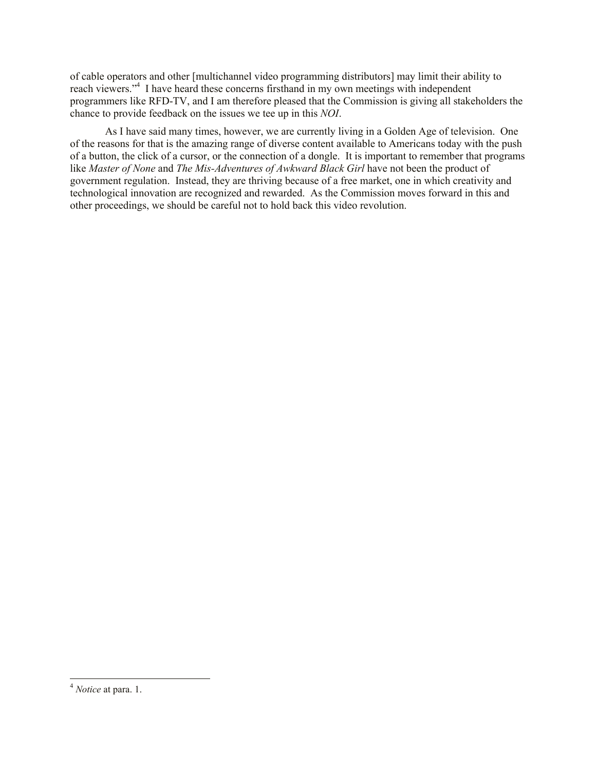of cable operators and other [multichannel video programming distributors] may limit their ability to reach viewers."[4] I have heard these concerns firsthand in my own meetings with independent programmers like RFD-TV, and I am therefore pleased that the Commission is giving all stakeholders the chance to provide feedback on the issues we tee up in this *NOI*.

As I have said many times, however, we are currently living in a Golden Age of television. One of the reasons for that is the amazing range of diverse content available to Americans today with the push of a button, the click of a cursor, or the connection of a dongle. It is important to remember that programs like *Master of None* and *The Mis-Adventures of Awkward Black Girl* have not been the product of government regulation. Instead, they are thriving because of a free market, one in which creativity and technological innovation are recognized and rewarded. As the Commission moves forward in this and other proceedings, we should be careful not to hold back this video revolution.

---

[4] *Notice* at para. 1.